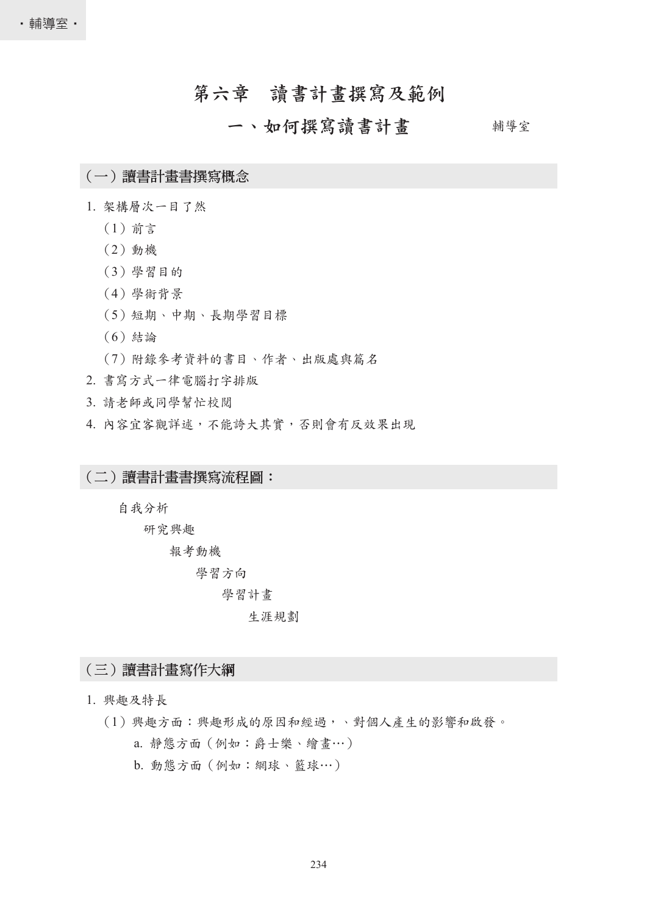# 第六章　讀書計畫撰寫及範例

## 一、如何撰寫讀書計畫

輔導室

### （一）讀書計畫書撰寫概念

1. 架構層次一目了然
   （1）前言
   （2）動機
   （3）學習目的
   （4）學術背景
   （5）短期、中期、長期學習目標
   （6）結論
   （7）附錄參考資料的書目、作者、出版處與篇名
2. 書寫方式一律電腦打字排版
3. 請老師或同學幫忙校閱
4. 內容宜客觀詳述，不能誇大其實，否則會有反效果出現

### （二）讀書計畫書撰寫流程圖：

自我分析
　研究興趣
　　報考動機
　　　學習方向
　　　　學習計畫
　　　　　生涯規劃

### （三）讀書計畫寫作大綱

1. 興趣及特長
   （1）興趣方面：興趣形成的原因和經過，、對個人產生的影響和啟發。
      a. 靜態方面（例如：爵士樂、繪畫…）
      b. 動態方面（例如：網球、籃球…）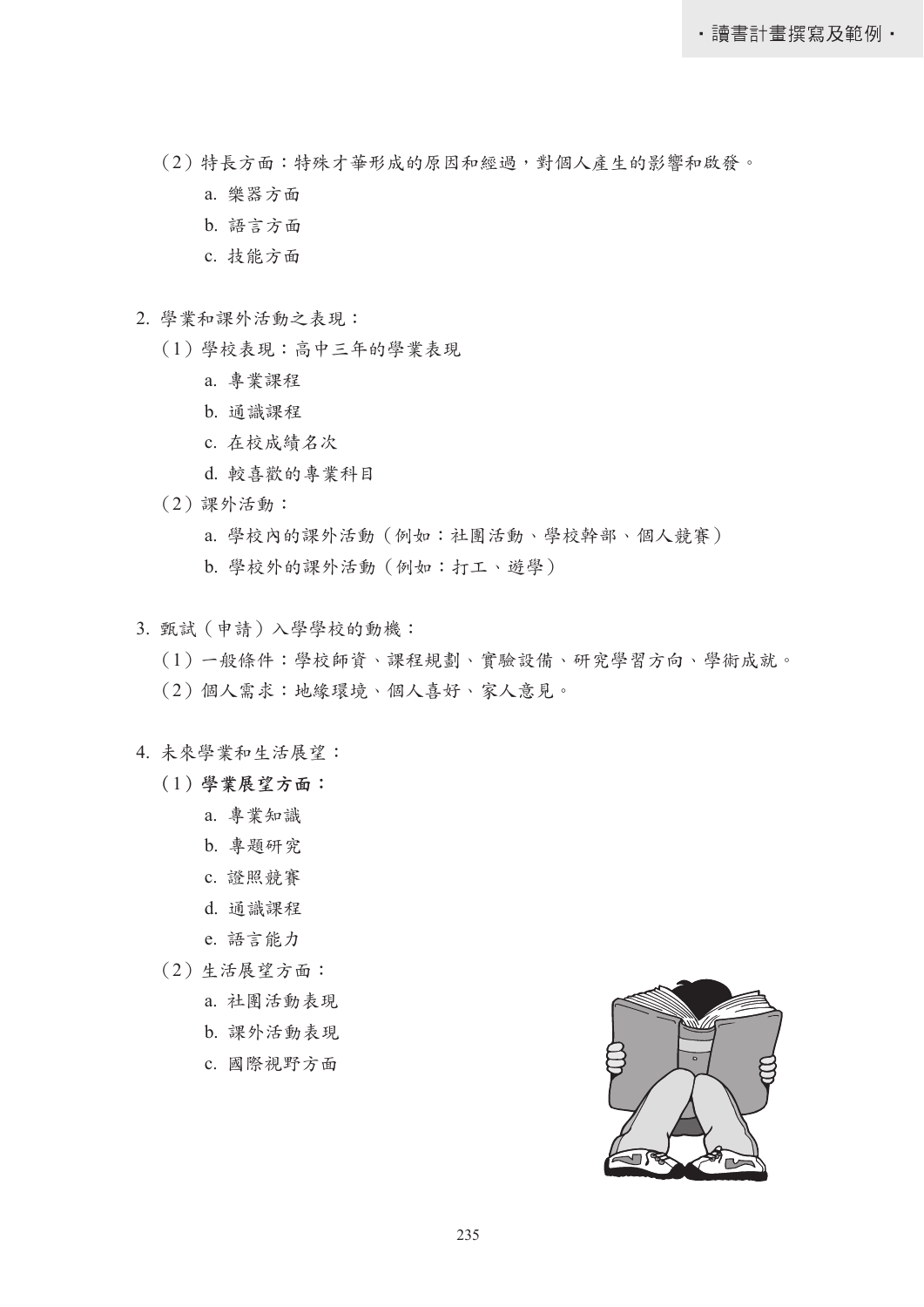（2）特長方面：特殊才華形成的原因和經過，對個人產生的影響和啟發。

a. 樂器方面

b. 語言方面

c. 技能方面

2. 學業和課外活動之表現：

（1）學校表現：高中三年的學業表現

a. 專業課程

b. 通識課程

c. 在校成績名次

d. 較喜歡的專業科目

（2）課外活動：

a. 學校內的課外活動（例如：社團活動、學校幹部、個人競賽）

b. 學校外的課外活動（例如：打工、遊學）

3. 甄試（申請）入學學校的動機：

（1）一般條件：學校師資、課程規劃、實驗設備、研究學習方向、學術成就。

（2）個人需求：地緣環境、個人喜好、家人意見。

4. 未來學業和生活展望：

（1）**學業展望方面：**

a. 專業知識

b. 專題研究

c. 證照競賽

d. 通識課程

e. 語言能力

（2）生活展望方面：

a. 社團活動表現

b. 課外活動表現

c. 國際視野方面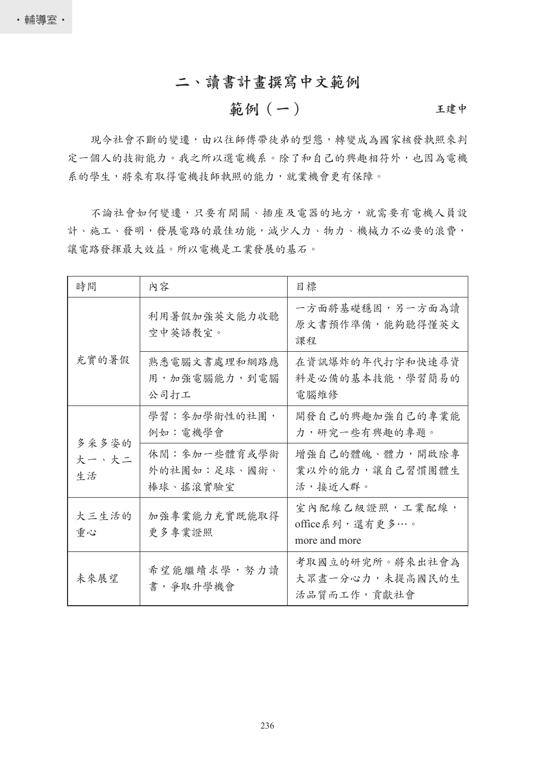## 二、讀書計畫撰寫中文範例

### 範例（一）

王建中

現今社會不斷的變遷，由以往師傅帶徒弟的型態，轉變成為國家核發執照來判定一個人的技術能力。我之所以選電機系。除了和自己的興趣相符外，也因為電機系的學生，將來有取得電機技師執照的能力，就業機會更有保障。

不論社會如何變遷，只要有開關、插座及電器的地方，就需要有電機人員設計、施工、發明，發展電路的最佳功能，減少人力、物力、機械力不必要的浪費，讓電路發揮最大效益。所以電機是工業發展的基石。

| 時間 | 內容 | 目標 |
| --- | --- | --- |
| 充實的暑假 | 利用暑假加強英文能力收聽空中英語教室。 | 一方面將基礎穩固，另一方面為讀原文書預作準備，能夠聽得懂英文課程 |
| | 熟悉電腦文書處理和網路應用，加強電腦能力，到電腦公司打工 | 在資訊爆炸的年代打字和快速尋資料是必備的基本技能，學習簡易的電腦維修 |
| 多采多姿的大一、大二生活 | 學習：參加學術性的社團，例如：電機學會 | 開發自己的興趣加強自己的專業能力，研究一些有興趣的專題。 |
| | 休閒：參加一些體育或學術外的社團如：足球、國術、棒球、搖滾實驗室 | 增強自己的體魄、體力，開啟除專業以外的能力，讓自己習慣團體生活，接近人群。 |
| 大三生活的重心 | 加強專業能力充實既能取得更多專業證照 | 室內配線乙級證照，工業配線，office系列，還有更多…。more and more |
| 未來展望 | 希望能繼續求學，努力讀書，爭取升學機會 | 考取國立的研究所。將來出社會為大眾盡一分心力，未提高國民的生活品質而工作，貢獻社會 |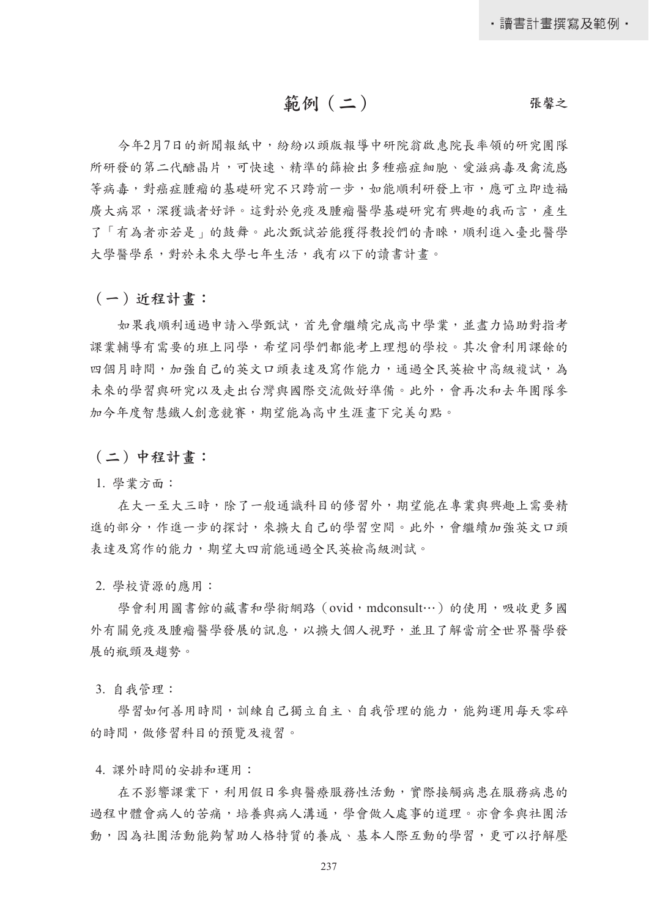## 範例（二）

張馨之

今年2月7日的新聞報紙中，紛紛以頭版報導中研院翁啟惠院長率領的研究團隊所研發的第二代醣晶片，可快速、精準的篩檢出多種癌症細胞、愛滋病毒及禽流感等病毒，對癌症腫瘤的基礎研究不只跨前一步，如能順利研發上市，應可立即造福廣大病眾，深獲識者好評。這對於免疫及腫瘤醫學基礎研究有興趣的我而言，產生了「有為者亦若是」的鼓舞。此次甄試若能獲得教授們的青睞，順利進入臺北醫學大學醫學系，對於未來大學七年生活，我有以下的讀書計畫。

### （一）近程計畫：

如果我順利通過申請入學甄試，首先會繼續完成高中學業，並盡力協助對指考課業輔導有需要的班上同學，希望同學們都能考上理想的學校。其次會利用課餘的四個月時間，加強自己的英文口頭表達及寫作能力，通過全民英檢中高級複試，為未來的學習與研究以及走出台灣與國際交流做好準備。此外，會再次和去年團隊參加今年度智慧鐵人創意競賽，期望能為高中生涯畫下完美句點。

### （二）中程計畫：

1. 學業方面：

在大一至大三時，除了一般通識科目的修習外，期望能在專業與興趣上需要精進的部分，作進一步的探討，來擴大自己的學習空間。此外，會繼續加強英文口頭表達及寫作的能力，期望大四前能通過全民英檢高級測試。

2. 學校資源的應用：

學會利用圖書館的藏書和學術網路（ovid，mdconsult…）的使用，吸收更多國外有關免疫及腫瘤醫學發展的訊息，以擴大個人視野，並且了解當前全世界醫學發展的瓶頸及趨勢。

3. 自我管理：

學習如何善用時間，訓練自己獨立自主、自我管理的能力，能夠運用每天零碎的時間，做修習科目的預覽及複習。

4. 課外時間的安排和運用：

在不影響課業下，利用假日參與醫療服務性活動，實際接觸病患在服務病患的過程中體會病人的苦痛，培養與病人溝通，學會做人處事的道理。亦會參與社團活動，因為社團活動能夠幫助人格特質的養成、基本人際互動的學習，更可以抒解壓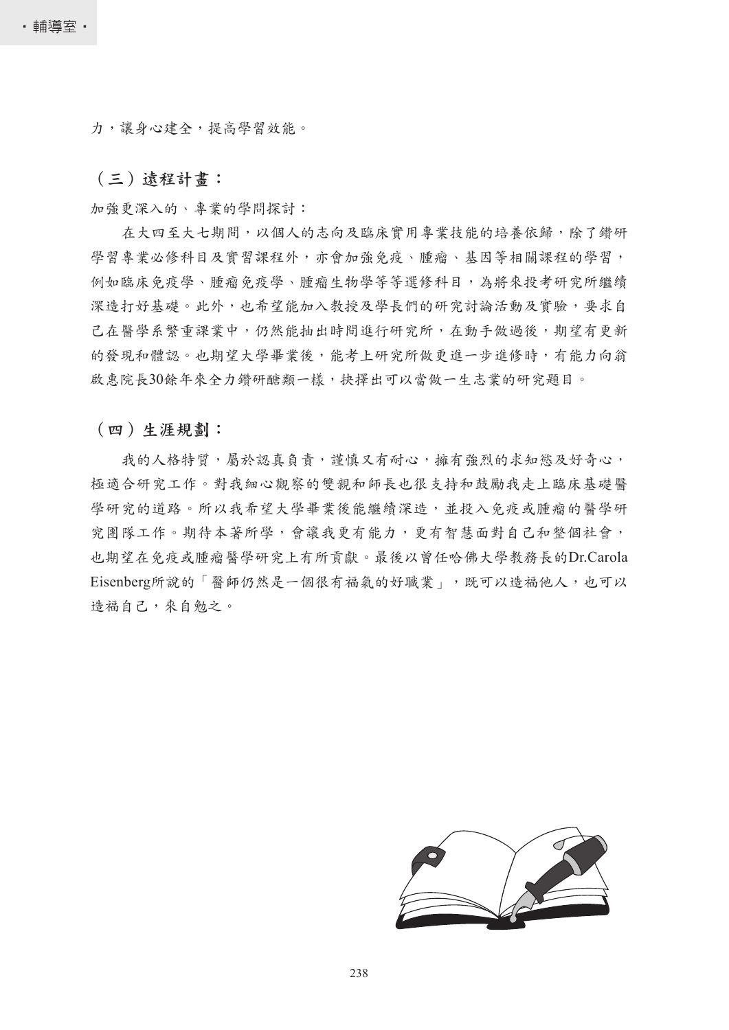力，讓身心建全，提高學習效能。

## （三）遠程計畫：

加強更深入的、專業的學問探討：

在大四至大七期間，以個人的志向及臨床實用專業技能的培養依歸，除了鑽研學習專業必修科目及實習課程外，亦會加強免疫、腫瘤、基因等相關課程的學習，例如臨床免疫學、腫瘤免疫學、腫瘤生物學等等選修科目，為將來投考研究所繼續深造打好基礎。此外，也希望能加入教授及學長們的研究討論活動及實驗，要求自己在醫學系繁重課業中，仍然能抽出時間進行研究所，在動手做過後，期望有更新的發現和體認。也期望大學畢業後，能考上研究所做更進一步進修時，有能力向翁啟惠院長30餘年來全力鑽研醣類一樣，抉擇出可以當做一生志業的研究題目。

## （四）生涯規劃：

我的人格特質，屬於認真負責，謹慎又有耐心，擁有強烈的求知慾及好奇心，極適合研究工作。對我細心觀察的雙親和師長也很支持和鼓勵我走上臨床基礎醫學研究的道路。所以我希望大學畢業後能繼續深造，並投入免疫或腫瘤的醫學研究團隊工作。期待本著所學，會讓我更有能力，更有智慧面對自己和整個社會，也期望在免疫或腫瘤醫學研究上有所貢獻。最後以曾任哈佛大學教務長的Dr.Carola Eisenberg所說的「醫師仍然是一個很有福氣的好職業」，既可以造福他人，也可以造福自己，來自勉之。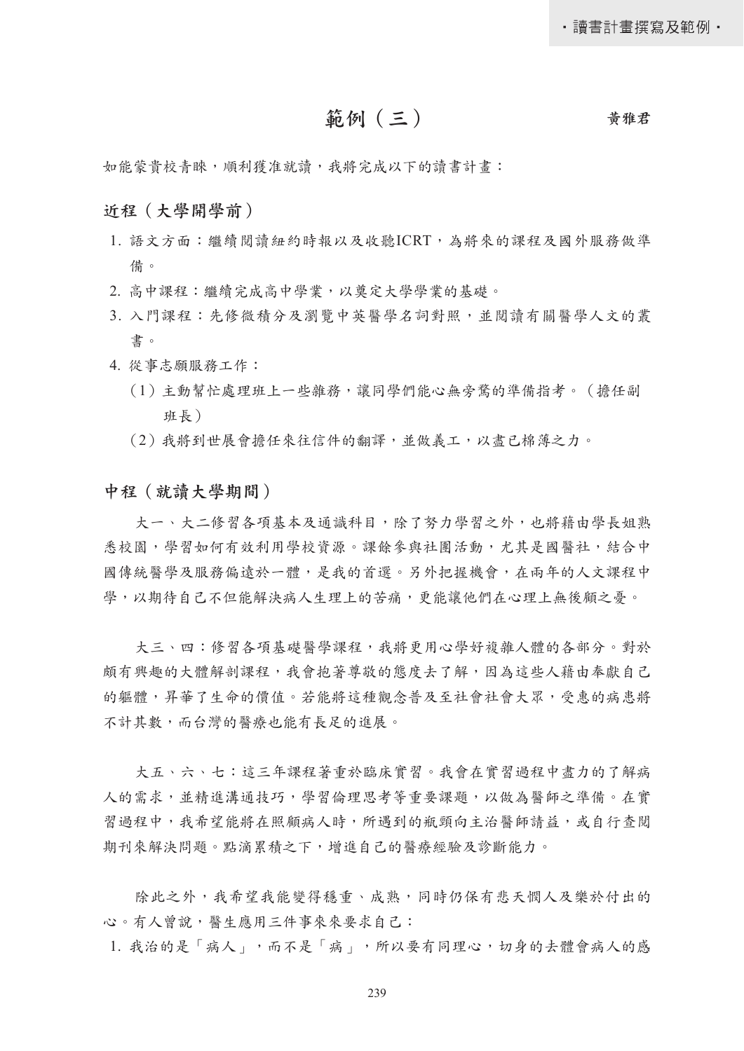## 範例（三）

黃雅君

如能蒙貴校青睞，順利獲准就讀，我將完成以下的讀書計畫：

### 近程（大學開學前）

1. 語文方面：繼續閱讀紐約時報以及收聽ICRT，為將來的課程及國外服務做準備。
2. 高中課程：繼續完成高中學業，以奠定大學學業的基礎。
3. 入門課程：先修微積分及瀏覽中英醫學名詞對照，並閱讀有關醫學人文的叢書。
4. 從事志願服務工作：
   （1）主動幫忙處理班上一些雜務，讓同學們能心無旁騖的準備指考。（擔任副班長）
   （2）我將到世展會擔任來往信件的翻譯，並做義工，以盡己棉薄之力。

### 中程（就讀大學期間）

大一、大二修習各項基本及通識科目，除了努力學習之外，也將藉由學長姐熟悉校園，學習如何有效利用學校資源。課餘參與社團活動，尤其是國醫社，結合中國傳統醫學及服務偏遠於一體，是我的首選。另外把握機會，在兩年的人文課程中學，以期待自己不但能解決病人生理上的苦痛，更能讓他們在心理上無後顧之憂。

大三、四：修習各項基礎醫學課程，我將更用心學好複雜人體的各部分。對於頗有興趣的大體解剖課程，我會抱著尊敬的態度去了解，因為這些人藉由奉獻自己的軀體，昇華了生命的價值。若能將這種觀念普及至社會社會大眾，受惠的病患將不計其數，而台灣的醫療也能有長足的進展。

大五、六、七：這三年課程著重於臨床實習。我會在實習過程中盡力的了解病人的需求，並精進溝通技巧，學習倫理思考等重要課題，以做為醫師之準備。在實習過程中，我希望能將在照顧病人時，所遇到的瓶頸向主治醫師請益，或自行查閱期刊來解決問題。點滴累積之下，增進自己的醫療經驗及診斷能力。

除此之外，我希望我能變得穩重、成熟，同時仍保有悲天憫人及樂於付出的心。有人曾說，醫生應用三件事來來要求自己：

1. 我治的是「病人」，而不是「病」，所以要有同理心，切身的去體會病人的感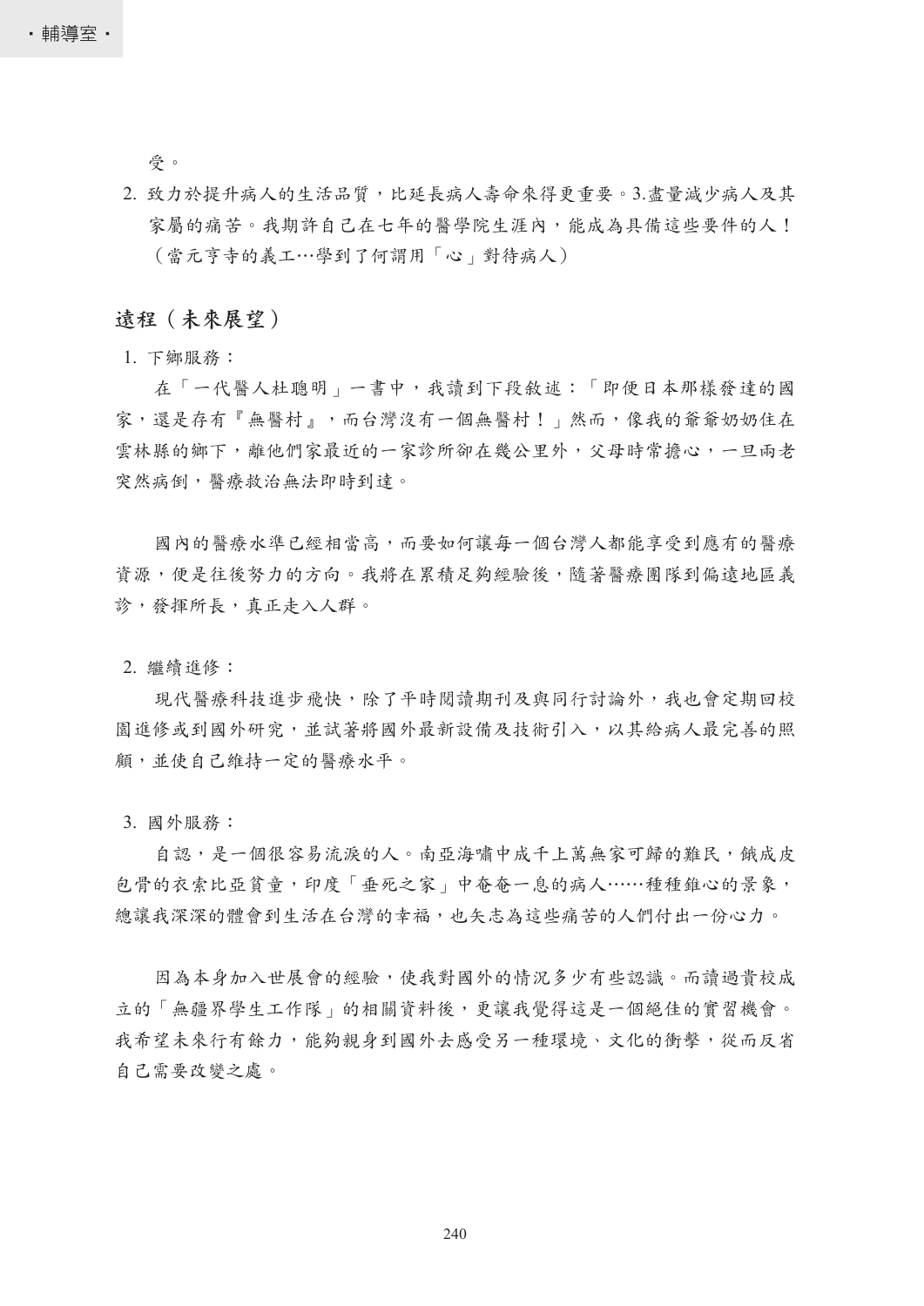受。

2. 致力於提升病人的生活品質，比延長病人壽命來得更重要。3.盡量減少病人及其家屬的痛苦。我期許自己在七年的醫學院生涯內，能成為具備這些要件的人！（當元亨寺的義工…學到了何謂用「心」對待病人）

## 遠程（未來展望）

1. 下鄉服務：

在「一代醫人杜聰明」一書中，我讀到下段敘述：「即使日本那樣發達的國家，還是存有『無醫村』，而台灣沒有一個無醫村！」然而，像我的爺爺奶奶住在雲林縣的鄉下，離他們家最近的一家診所卻在幾公里外，父母時常擔心，一旦兩老突然病倒，醫療救治無法即時到達。

國內的醫療水準已經相當高，而要如何讓每一個台灣人都能享受到應有的醫療資源，便是往後努力的方向。我將在累積足夠經驗後，隨著醫療團隊到偏遠地區義診，發揮所長，真正走入人群。

2. 繼續進修：

現代醫療科技進步飛快，除了平時閱讀期刊及與同行討論外，我也會定期回校園進修或到國外研究，並試著將國外最新設備及技術引入，以其給病人最完善的照顧，並使自己維持一定的醫療水平。

3. 國外服務：

自認，是一個很容易流淚的人。南亞海嘯中成千上萬無家可歸的難民，餓成皮包骨的衣索比亞貧童，印度「垂死之家」中奄奄一息的病人……種種錐心的景象，總讓我深深的體會到生活在台灣的幸福，也矢志為這些痛苦的人們付出一份心力。

因為本身加入世展會的經驗，使我對國外的情況多少有些認識。而讀過貴校成立的「無疆界學生工作隊」的相關資料後，更讓我覺得這是一個絕佳的實習機會。我希望未來行有餘力，能夠親身到國外去感受另一種環境、文化的衝擊，從而反省自己需要改變之處。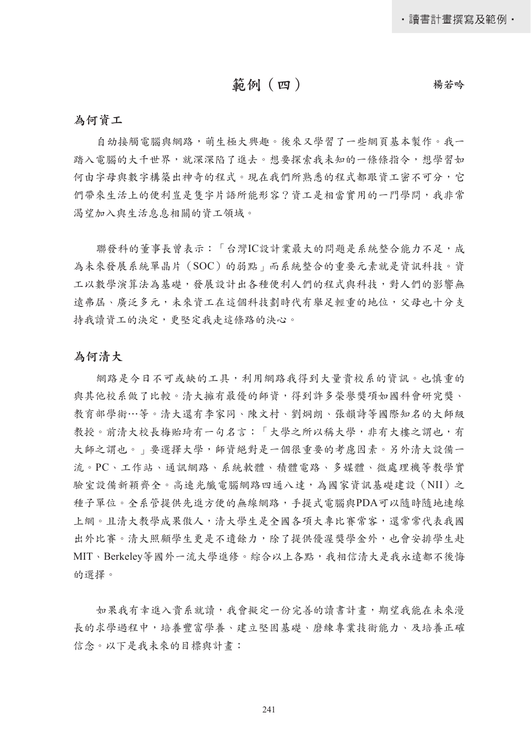# 範例（四）

楊若吟

## 為何資工

自幼接觸電腦與網路，萌生極大興趣。後來又學習了一些網頁基本製作。我一踏入電腦的大千世界，就深深陷了進去。想要探索我未知的一條條指令，想學習如何由字母與數字構築出神奇的程式。現在我們所熟悉的程式都跟資工密不可分，它們帶來生活上的便利豈是隻字片語所能形容？資工是相當實用的一門學問，我非常渴望加入與生活息息相關的資工領域。

聯發科的董事長曾表示：「台灣IC設計業最大的問題是系統整合能力不足，成為未來發展系統單晶片（SOC）的弱點」而系統整合的重要元素就是資訊科技。資工以數學演算法為基礎，發展設計出各種便利人們的程式與科技，對人們的影響無遠弗屆、廣泛多元，未來資工在這個科技劃時代有舉足輕重的地位，父母也十分支持我讀資工的決定，更堅定我走這條路的決心。

## 為何清大

網路是今日不可或缺的工具，利用網路我得到大量貴校系的資訊。也慎重的與其他校系做了比較。清大擁有最優的師資，得到許多榮譽獎項如國科會研究獎、教育部學術…等。清大還有李家同、陳文村、劉炯朗、張韻詩等國際知名的大師級教授。前清大校長梅貽琦有一句名言：「大學之所以稱大學，非有大樓之謂也，有大師之謂也。」要選擇大學，師資絕對是一個很重要的考慮因素。另外清大設備一流。PC、工作站、通訊網路、系統軟體、積體電路、多媒體、微處理機等教學實驗室設備新穎齊全。高速光纖電腦網路四通八達，為國家資訊基礎建設（NII）之種子單位。全系管提供先進方便的無線網路，手提式電腦與PDA可以隨時隨地連線上網。且清大教學成果傲人，清大學生是全國各項大專比賽常客，還常常代表我國出外比賽。清大照顧學生更是不遺餘力，除了提供優渥獎學金外，也會安排學生赴MIT、Berkeley等國外一流大學進修。綜合以上各點，我相信清大是我永遠都不後悔的選擇。

如果我有幸進入貴系就讀，我會擬定一份完善的讀書計畫，期望我能在未來漫長的求學過程中，培養豐富學養、建立堅固基礎、磨練專業技術能力、及培養正確信念。以下是我未來的目標與計畫：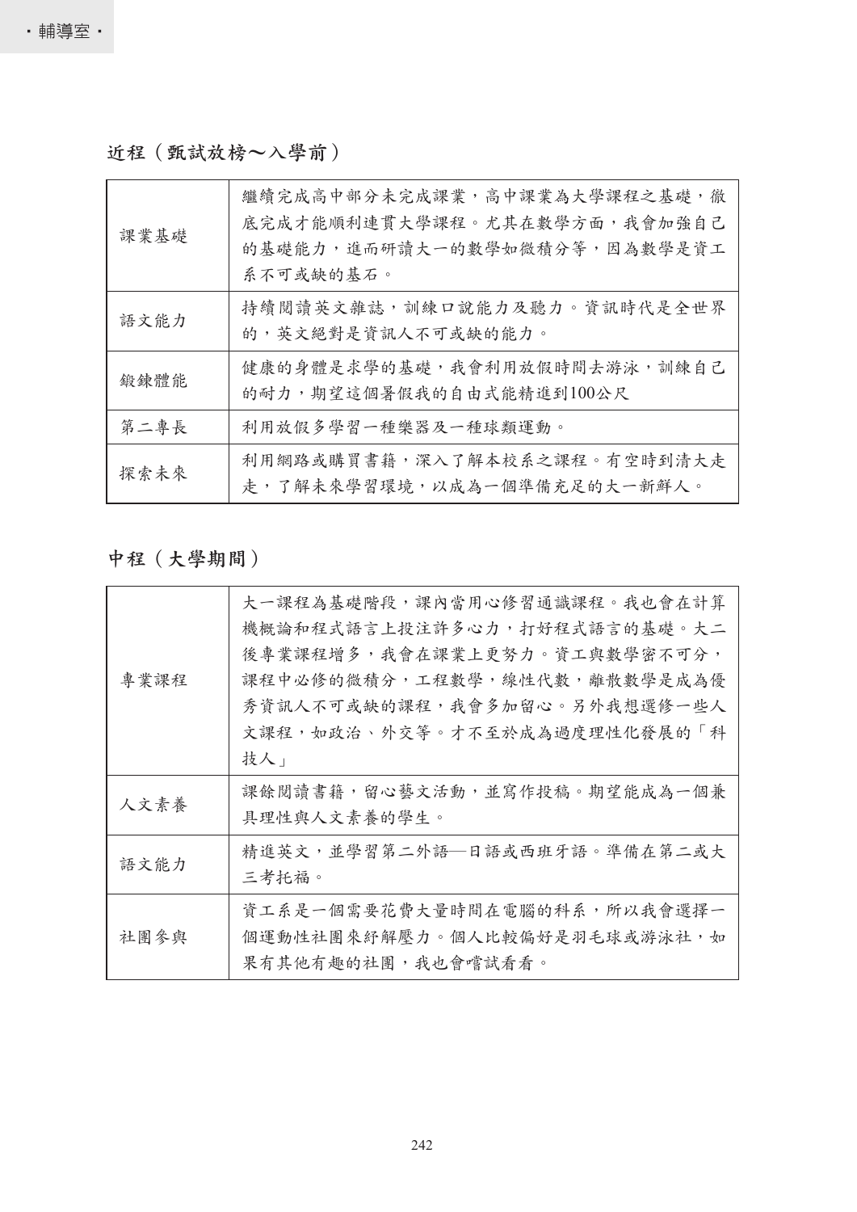## 近程（甄試放榜～入學前）

| | |
|---|---|
| 課業基礎 | 繼續完成高中部分未完成課業，高中課業為大學課程之基礎，徹底完成才能順利連貫大學課程。尤其在數學方面，我會加強自己的基礎能力，進而研讀大一的數學如微積分等，因為數學是資工系不可或缺的基石。 |
| 語文能力 | 持續閱讀英文雜誌，訓練口說能力及聽力。資訊時代是全世界的，英文絕對是資訊人不可或缺的能力。 |
| 鍛鍊體能 | 健康的身體是求學的基礎，我會利用放假時間去游泳，訓練自己的耐力，期望這個暑假我的自由式能精進到100公尺 |
| 第二專長 | 利用放假多學習一種樂器及一種球類運動。 |
| 探索未來 | 利用網路或購買書籍，深入了解本校系之課程。有空時到清大走走，了解未來學習環境，以成為一個準備充足的大一新鮮人。 |

## 中程（大學期間）

| | |
|---|---|
| 專業課程 | 大一課程為基礎階段，課內當用心修習通識課程。我也會在計算機概論和程式語言上投注許多心力，打好程式語言的基礎。大二後專業課程增多，我會在課業上更努力。資工與數學密不可分，課程中必修的微積分，工程數學，線性代數，離散數學是成為優秀資訊人不可或缺的課程，我會多加留心。另外我想選修一些人文課程，如政治、外交等。才不至於成為過度理性化發展的「科技人」 |
| 人文素養 | 課餘閱讀書籍，留心藝文活動，並寫作投稿。期望能成為一個兼具理性與人文素養的學生。 |
| 語文能力 | 精進英文，並學習第二外語—日語或西班牙語。準備在第二或大三考托福。 |
| 社團參與 | 資工系是一個需要花費大量時間在電腦的科系，所以我會選擇一個運動性社團來紓解壓力。個人比較偏好是羽毛球或游泳社，如果有其他有趣的社團，我也會嚐試看看。 |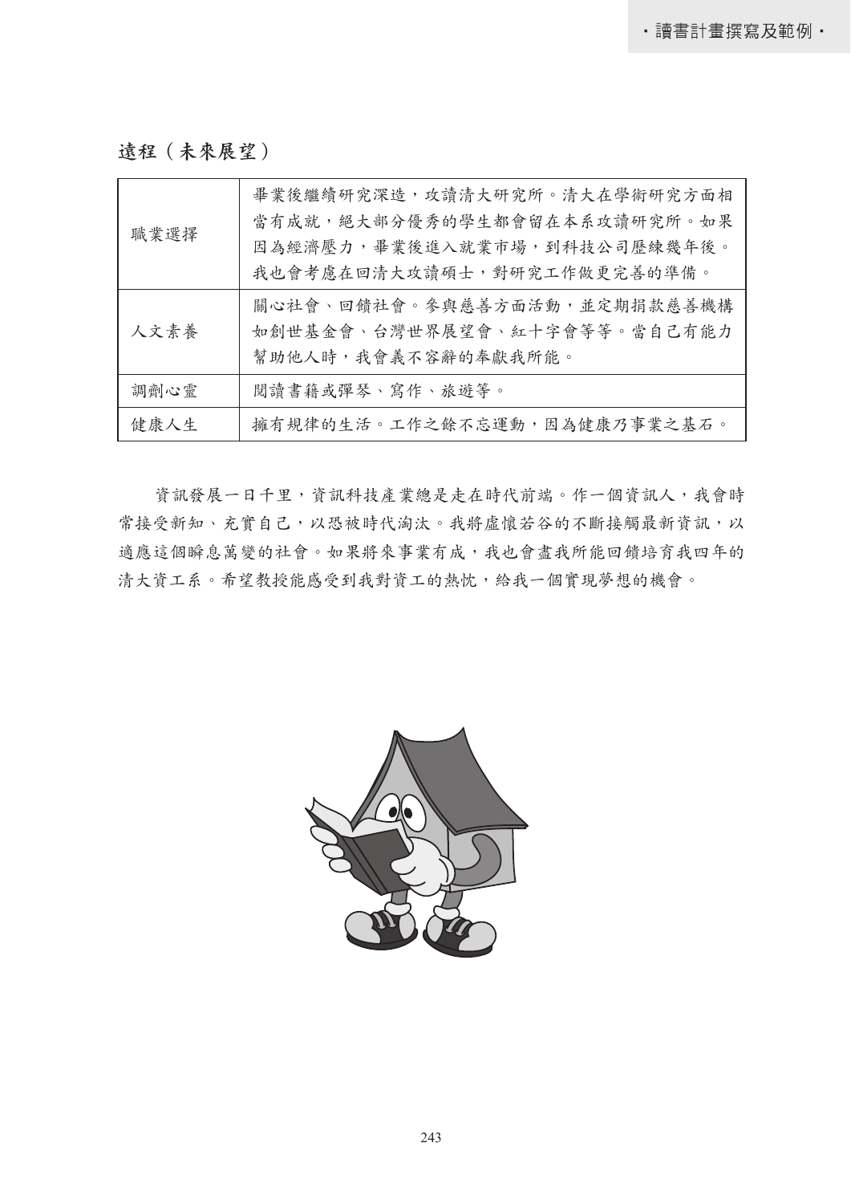## 遠程（未來展望）

| | |
|---|---|
| 職業選擇 | 畢業後繼續研究深造，攻讀清大研究所。清大在學術研究方面相當有成就，絕大部分優秀的學生都會留在本系攻讀研究所。如果因為經濟壓力，畢業後進入就業市場，到科技公司歷練幾年後。我也會考慮在回清大攻讀碩士，對研究工作做更完善的準備。 |
| 人文素養 | 關心社會、回饋社會。參與慈善方面活動，並定期捐款慈善機構如創世基金會、台灣世界展望會、紅十字會等等。當自己有能力幫助他人時，我會義不容辭的奉獻我所能。 |
| 調劑心靈 | 閱讀書籍或彈琴、寫作、旅遊等。 |
| 健康人生 | 擁有規律的生活。工作之餘不忘運動，因為健康乃事業之基石。 |

資訊發展一日千里，資訊科技產業總是走在時代前端。作一個資訊人，我會時常接受新知、充實自己，以恐被時代淘汰。我將虛懷若谷的不斷接觸最新資訊，以適應這個瞬息萬變的社會。如果將來事業有成，我也會盡我所能回饋培育我四年的清大資工系。希望教授能感受到我對資工的熱忱，給我一個實現夢想的機會。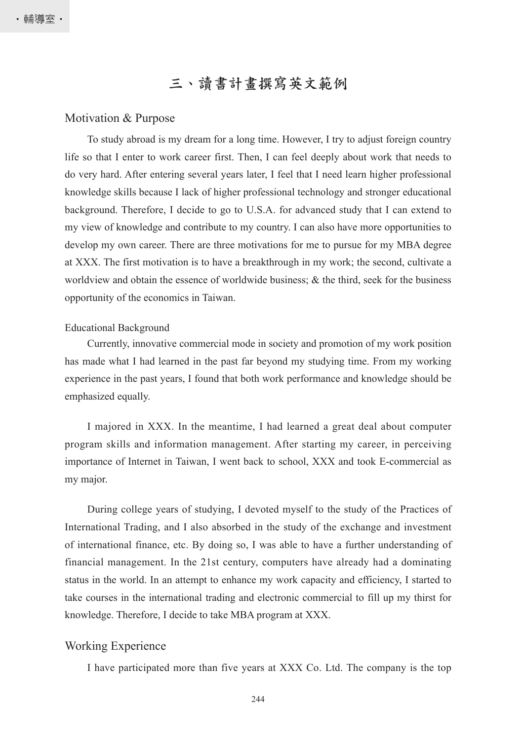# 三、讀書計畫撰寫英文範例

## Motivation & Purpose

To study abroad is my dream for a long time. However, I try to adjust foreign country life so that I enter to work career first. Then, I can feel deeply about work that needs to do very hard. After entering several years later, I feel that I need learn higher professional knowledge skills because I lack of higher professional technology and stronger educational background. Therefore, I decide to go to U.S.A. for advanced study that I can extend to my view of knowledge and contribute to my country. I can also have more opportunities to develop my own career. There are three motivations for me to pursue for my MBA degree at XXX. The first motivation is to have a breakthrough in my work; the second, cultivate a worldview and obtain the essence of worldwide business; & the third, seek for the business opportunity of the economics in Taiwan.

### Educational Background

Currently, innovative commercial mode in society and promotion of my work position has made what I had learned in the past far beyond my studying time. From my working experience in the past years, I found that both work performance and knowledge should be emphasized equally.

I majored in XXX. In the meantime, I had learned a great deal about computer program skills and information management. After starting my career, in perceiving importance of Internet in Taiwan, I went back to school, XXX and took E-commercial as my major.

During college years of studying, I devoted myself to the study of the Practices of International Trading, and I also absorbed in the study of the exchange and investment of international finance, etc. By doing so, I was able to have a further understanding of financial management. In the 21st century, computers have already had a dominating status in the world. In an attempt to enhance my work capacity and efficiency, I started to take courses in the international trading and electronic commercial to fill up my thirst for knowledge. Therefore, I decide to take MBA program at XXX.

## Working Experience

I have participated more than five years at XXX Co. Ltd. The company is the top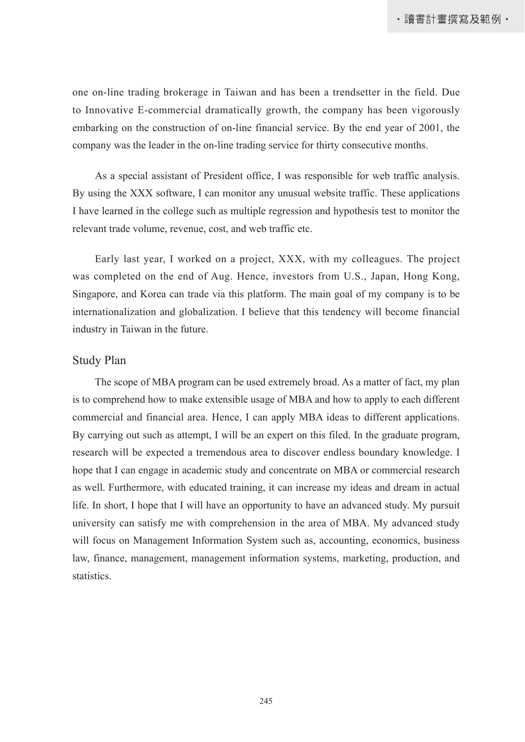one on-line trading brokerage in Taiwan and has been a trendsetter in the field. Due to Innovative E-commercial dramatically growth, the company has been vigorously embarking on the construction of on-line financial service. By the end year of 2001, the company was the leader in the on-line trading service for thirty consecutive months.

As a special assistant of President office, I was responsible for web traffic analysis. By using the XXX software, I can monitor any unusual website traffic. These applications I have learned in the college such as multiple regression and hypothesis test to monitor the relevant trade volume, revenue, cost, and web traffic etc.

Early last year, I worked on a project, XXX, with my colleagues. The project was completed on the end of Aug. Hence, investors from U.S., Japan, Hong Kong, Singapore, and Korea can trade via this platform. The main goal of my company is to be internationalization and globalization. I believe that this tendency will become financial industry in Taiwan in the future.

## Study Plan

The scope of MBA program can be used extremely broad. As a matter of fact, my plan is to comprehend how to make extensible usage of MBA and how to apply to each different commercial and financial area. Hence, I can apply MBA ideas to different applications. By carrying out such as attempt, I will be an expert on this filed. In the graduate program, research will be expected a tremendous area to discover endless boundary knowledge. I hope that I can engage in academic study and concentrate on MBA or commercial research as well. Furthermore, with educated training, it can increase my ideas and dream in actual life. In short, I hope that I will have an opportunity to have an advanced study. My pursuit university can satisfy me with comprehension in the area of MBA. My advanced study will focus on Management Information System such as, accounting, economics, business law, finance, management, management information systems, marketing, production, and statistics.